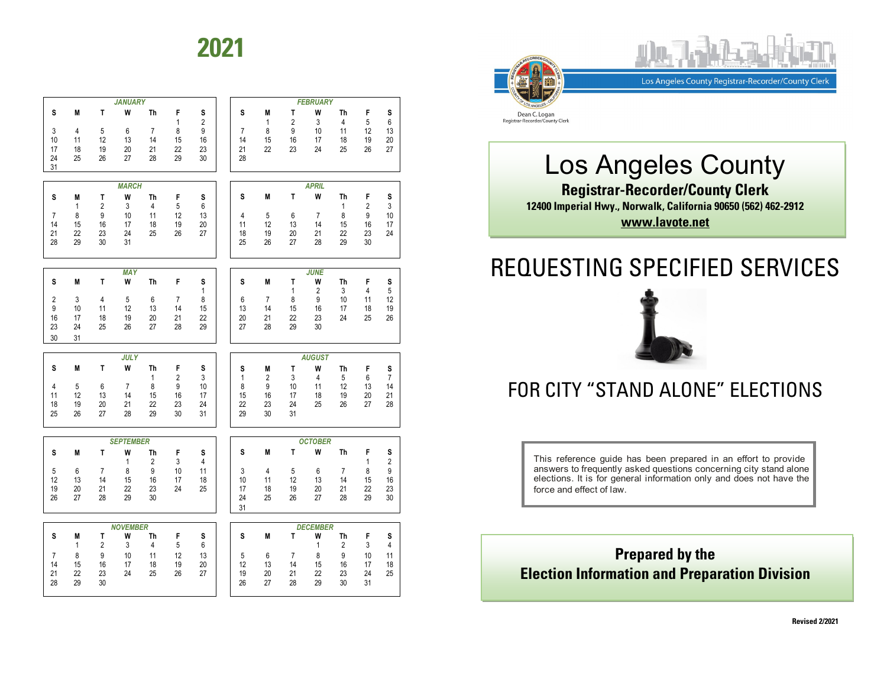# 2021

| JANUARY | | | | | | |
|---|---|---|---|---|---|---|
| S | M | T | W | Th | F | S |
| | | | | | 1 | 2 |
| 3 | 4 | 5 | 6 | 7 | 8 | 9 |
| 10 | 11 | 12 | 13 | 14 | 15 | 16 |
| 17 | 18 | 19 | 20 | 21 | 22 | 23 |
| 24 | 25 | 26 | 27 | 28 | 29 | 30 |
| 31 | | | | | | |

| FEBRUARY | | | | | | |
|---|---|---|---|---|---|---|
| S | M | T | W | Th | F | S |
| | 1 | 2 | 3 | 4 | 5 | 6 |
| 7 | 8 | 9 | 10 | 11 | 12 | 13 |
| 14 | 15 | 16 | 17 | 18 | 19 | 20 |
| 21 | 22 | 23 | 24 | 25 | 26 | 27 |
| 28 | | | | | | |

| MARCH | | | | | | |
|---|---|---|---|---|---|---|
| S | M | T | W | Th | F | S |
| | 1 | 2 | 3 | 4 | 5 | 6 |
| 7 | 8 | 9 | 10 | 11 | 12 | 13 |
| 14 | 15 | 16 | 17 | 18 | 19 | 20 |
| 21 | 22 | 23 | 24 | 25 | 26 | 27 |
| 28 | 29 | 30 | 31 | | | |

| APRIL | | | | | | |
|---|---|---|---|---|---|---|
| S | M | T | W | Th | F | S |
| | | | | 1 | 2 | 3 |
| 4 | 5 | 6 | 7 | 8 | 9 | 10 |
| 11 | 12 | 13 | 14 | 15 | 16 | 17 |
| 18 | 19 | 20 | 21 | 22 | 23 | 24 |
| 25 | 26 | 27 | 28 | 29 | 30 | |

| MAY | | | | | | |
|---|---|---|---|---|---|---|
| S | M | T | W | Th | F | S |
| | | | | | | 1 |
| 2 | 3 | 4 | 5 | 6 | 7 | 8 |
| 9 | 10 | 11 | 12 | 13 | 14 | 15 |
| 16 | 17 | 18 | 19 | 20 | 21 | 22 |
| 23 | 24 | 25 | 26 | 27 | 28 | 29 |
| 30 | 31 | | | | | |

| JUNE | | | | | | |
|---|---|---|---|---|---|---|
| S | M | T | W | Th | F | S |
| | | 1 | 2 | 3 | 4 | 5 |
| 6 | 7 | 8 | 9 | 10 | 11 | 12 |
| 13 | 14 | 15 | 16 | 17 | 18 | 19 |
| 20 | 21 | 22 | 23 | 24 | 25 | 26 |
| 27 | 28 | 29 | 30 | | | |

| JULY | | | | | | |
|---|---|---|---|---|---|---|
| S | M | T | W | Th | F | S |
| | | | | 1 | 2 | 3 |
| 4 | 5 | 6 | 7 | 8 | 9 | 10 |
| 11 | 12 | 13 | 14 | 15 | 16 | 17 |
| 18 | 19 | 20 | 21 | 22 | 23 | 24 |
| 25 | 26 | 27 | 28 | 29 | 30 | 31 |

| AUGUST | | | | | | |
|---|---|---|---|---|---|---|
| S | M | T | W | Th | F | S |
| 1 | 2 | 3 | 4 | 5 | 6 | 7 |
| 8 | 9 | 10 | 11 | 12 | 13 | 14 |
| 15 | 16 | 17 | 18 | 19 | 20 | 21 |
| 22 | 23 | 24 | 25 | 26 | 27 | 28 |
| 29 | 30 | 31 | | | | |

| SEPTEMBER | | | | | | |
|---|---|---|---|---|---|---|
| S | M | T | W | Th | F | S |
| | | | 1 | 2 | 3 | 4 |
| 5 | 6 | 7 | 8 | 9 | 10 | 11 |
| 12 | 13 | 14 | 15 | 16 | 17 | 18 |
| 19 | 20 | 21 | 22 | 23 | 24 | 25 |
| 26 | 27 | 28 | 29 | 30 | | |

| OCTOBER | | | | | | |
|---|---|---|---|---|---|---|
| S | M | T | W | Th | F | S |
| | | | | | 1 | 2 |
| 3 | 4 | 5 | 6 | 7 | 8 | 9 |
| 10 | 11 | 12 | 13 | 14 | 15 | 16 |
| 17 | 18 | 19 | 20 | 21 | 22 | 23 |
| 24 | 25 | 26 | 27 | 28 | 29 | 30 |
| 31 | | | | | | |

| NOVEMBER | | | | | | |
|---|---|---|---|---|---|---|
| S | M | T | W | Th | F | S |
| | 1 | 2 | 3 | 4 | 5 | 6 |
| 7 | 8 | 9 | 10 | 11 | 12 | 13 |
| 14 | 15 | 16 | 17 | 18 | 19 | 20 |
| 21 | 22 | 23 | 24 | 25 | 26 | 27 |
| 28 | 29 | 30 | | | | |

| DECEMBER | | | | | | |
|---|---|---|---|---|---|---|
| S | M | T | W | Th | F | S |
| | | | 1 | 2 | 3 | 4 |
| 5 | 6 | 7 | 8 | 9 | 10 | 11 |
| 12 | 13 | 14 | 15 | 16 | 17 | 18 |
| 19 | 20 | 21 | 22 | 23 | 24 | 25 |
| 26 | 27 | 28 | 29 | 30 | 31 | |

Los Angeles County Registrar-Recorder/County Clerk

Dean C. Logan
Registrar-Recorder/County Clerk

# Los Angeles County

## Registrar-Recorder/County Clerk

**12400 Imperial Hwy., Norwalk, California 90650 (562) 462-2912**

**www.lavote.net**

# REQUESTING SPECIFIED SERVICES

## FOR CITY "STAND ALONE" ELECTIONS

This reference guide has been prepared in an effort to provide answers to frequently asked questions concerning city stand alone elections. It is for general information only and does not have the force and effect of law.

**Prepared by the
Election Information and Preparation Division**

**Revised 2/2021**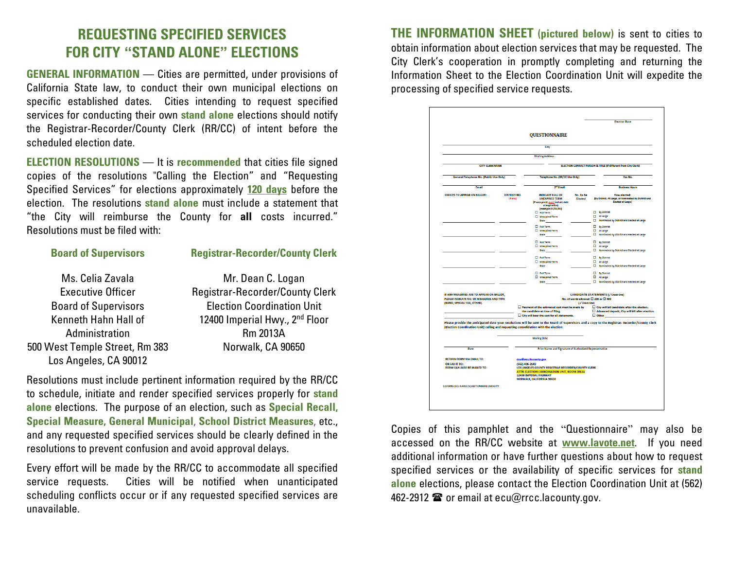## REQUESTING SPECIFIED SERVICES FOR CITY "STAND ALONE" ELECTIONS

**GENERAL INFORMATION** — Cities are permitted, under provisions of California State law, to conduct their own municipal elections on specific established dates. Cities intending to request specified services for conducting their own **stand alone** elections should notify the Registrar-Recorder/County Clerk (RR/CC) of intent before the scheduled election date.

**ELECTION RESOLUTIONS** — It is **recommended** that cities file signed copies of the resolutions "Calling the Election" and "Requesting Specified Services" for elections approximately **120 days** before the election. The resolutions **stand alone** must include a statement that "the City will reimburse the County for **all** costs incurred." Resolutions must be filed with:

| Board of Supervisors | Registrar-Recorder/County Clerk |
|---|---|
| Ms. Celia Zavala<br>Executive Officer<br>Board of Supervisors<br>Kenneth Hahn Hall of Administration<br>500 West Temple Street, Rm 383<br>Los Angeles, CA 90012 | Mr. Dean C. Logan<br>Registrar-Recorder/County Clerk<br>Election Coordination Unit<br>12400 Imperial Hwy., 2nd Floor<br>Rm 2013A<br>Norwalk, CA 90650 |

Resolutions must include pertinent information required by the RR/CC to schedule, initiate and render specified services properly for **stand alone** elections. The purpose of an election, such as **Special Recall, Special Measure, General Municipal**, **School District Measures**, etc., and any requested specified services should be clearly defined in the resolutions to prevent confusion and avoid approval delays.

Every effort will be made by the RR/CC to accommodate all specified service requests. Cities will be notified when unanticipated scheduling conflicts occur or if any requested specified services are unavailable.

**THE INFORMATION SHEET (pictured below)** is sent to cities to obtain information about election services that may be requested. The City Clerk's cooperation in promptly completing and returning the Information Sheet to the Election Coordination Unit will expedite the processing of specified service requests.

Election Date

QUESTIONNAIRE

City

Mailing Address

CITY CLERK NAME — ELECTION CONTACT PERSON & TITLE (If different from City Clerk)

General Telephone No. (Public Use Only) — Telephone No. (RR/CC Use Only) — Fax No.

Email — 2nd Email — Business Hours

OFFICES TO APPEAR ON BALLOT: — DISTRICT NO. (If any) — INDICATE FULL OR UNEXPIRED TERM (If unexpired, must indicate date of expiration) (example 01/01/XX) — No. To Be Elected — How elected: (By District, At Large, or Nominated by District and Elected at Large)

☐ Full Term ☐ Unexpired Term Date ____ — ☐ By District ☐ At Large ☐ Nominated by District and Elected at Large

IF ANY MEASURES ARE TO APPEAR ON BALLOT, PLEASE INDICATE NO. OF MEASURES AND TYPE (BOND, SPECIAL TAX, OTHER).

CANDIDATE STATEMENTS (✓ Check One) No. of words allowed: ☐ 200 or ☐ 400 (✓ Check One)

☐ Payment of the estimated cost must be made by the candidate at time of filing. ☐ City will bear the cost for all statements.

☐ City will bill candidate after the election. ☐ Advanced deposit, City will bill after election. ☐ Other

Please provide the anticipated date your resolutions will be sent to the Board of Supervisors and a copy to the Registrar-Recorder/County Clerk (Election Coordination Unit) calling and requesting consolidation with the election.

Mailing Date

Date — Print Name and Signature of Authorized Representative

RETURN FORM VIA EMAIL TO: ecu@rrcc.lacounty.gov
OR FAX IT TO: (562) 462-2140
FORM CAN ALSO BE MAILED TO: LOS ANGELES COUNTY REGISTRAR-RECORDER/COUNTY CLERK, ATTN: ELECTION COORDINATION UNIT, ROOM 2013A, 12400 IMPERIAL HIGHWAY, NORWALK, CALIFORNIA 90650

Copies of this pamphlet and the "Questionnaire" may also be accessed on the RR/CC website at **www.lavote.net**. If you need additional information or have further questions about how to request specified services or the availability of specific services for **stand alone** elections, please contact the Election Coordination Unit at (562) 462-2912 ☎ or email at ecu@rrcc.lacounty.gov.